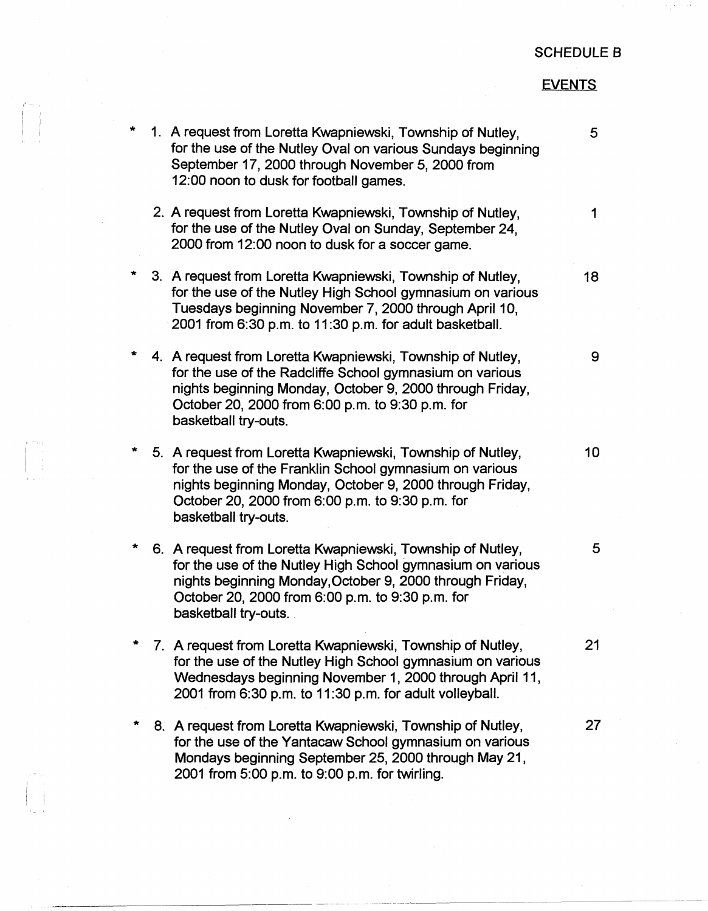SCHEDULE B

EVENTS

| | | |
|---|---|---|
| * | 1. A request from Loretta Kwapniewski, Township of Nutley, for the use of the Nutley Oval on various Sundays beginning September 17, 2000 through November 5, 2000 from 12:00 noon to dusk for football games. | 5 |
| | 2. A request from Loretta Kwapniewski, Township of Nutley, for the use of the Nutley Oval on Sunday, September 24, 2000 from 12:00 noon to dusk for a soccer game. | 1 |
| * | 3. A request from Loretta Kwapniewski, Township of Nutley, for the use of the Nutley High School gymnasium on various Tuesdays beginning November 7, 2000 through April 10, 2001 from 6:30 p.m. to 11:30 p.m. for adult basketball. | 18 |
| * | 4. A request from Loretta Kwapniewski, Township of Nutley, for the use of the Radcliffe School gymnasium on various nights beginning Monday, October 9, 2000 through Friday, October 20, 2000 from 6:00 p.m. to 9:30 p.m. for basketball try-outs. | 9 |
| * | 5. A request from Loretta Kwapniewski, Township of Nutley, for the use of the Franklin School gymnasium on various nights beginning Monday, October 9, 2000 through Friday, October 20, 2000 from 6:00 p.m. to 9:30 p.m. for basketball try-outs. | 10 |
| * | 6. A request from Loretta Kwapniewski, Township of Nutley, for the use of the Nutley High School gymnasium on various nights beginning Monday,October 9, 2000 through Friday, October 20, 2000 from 6:00 p.m. to 9:30 p.m. for basketball try-outs. | 5 |
| * | 7. A request from Loretta Kwapniewski, Township of Nutley, for the use of the Nutley High School gymnasium on various Wednesdays beginning November 1, 2000 through April 11, 2001 from 6:30 p.m. to 11:30 p.m. for adult volleyball. | 21 |
| * | 8. A request from Loretta Kwapniewski, Township of Nutley, for the use of the Yantacaw School gymnasium on various Mondays beginning September 25, 2000 through May 21, 2001 from 5:00 p.m. to 9:00 p.m. for twirling. | 27 |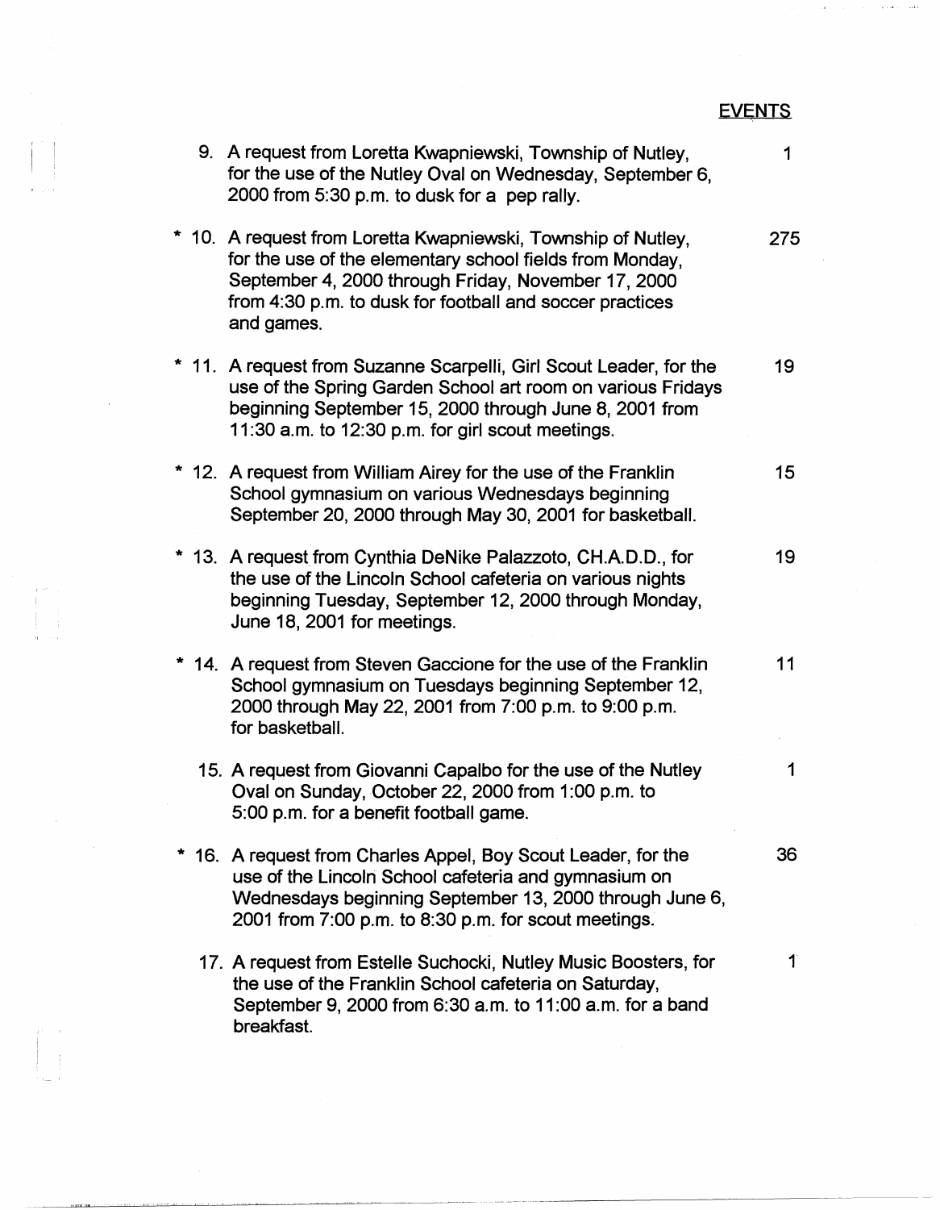| | Item | EVENTS |
|---|---|---|
| | 9. A request from Loretta Kwapniewski, Township of Nutley, for the use of the Nutley Oval on Wednesday, September 6, 2000 from 5:30 p.m. to dusk for a pep rally. | 1 |
| * | 10. A request from Loretta Kwapniewski, Township of Nutley, for the use of the elementary school fields from Monday, September 4, 2000 through Friday, November 17, 2000 from 4:30 p.m. to dusk for football and soccer practices and games. | 275 |
| * | 11. A request from Suzanne Scarpelli, Girl Scout Leader, for the use of the Spring Garden School art room on various Fridays beginning September 15, 2000 through June 8, 2001 from 11:30 a.m. to 12:30 p.m. for girl scout meetings. | 19 |
| * | 12. A request from William Airey for the use of the Franklin School gymnasium on various Wednesdays beginning September 20, 2000 through May 30, 2001 for basketball. | 15 |
| * | 13. A request from Cynthia DeNike Palazzoto, CH.A.D.D., for the use of the Lincoln School cafeteria on various nights beginning Tuesday, September 12, 2000 through Monday, June 18, 2001 for meetings. | 19 |
| * | 14. A request from Steven Gaccione for the use of the Franklin School gymnasium on Tuesdays beginning September 12, 2000 through May 22, 2001 from 7:00 p.m. to 9:00 p.m. for basketball. | 11 |
| | 15. A request from Giovanni Capalbo for the use of the Nutley Oval on Sunday, October 22, 2000 from 1:00 p.m. to 5:00 p.m. for a benefit football game. | 1 |
| * | 16. A request from Charles Appel, Boy Scout Leader, for the use of the Lincoln School cafeteria and gymnasium on Wednesdays beginning September 13, 2000 through June 6, 2001 from 7:00 p.m. to 8:30 p.m. for scout meetings. | 36 |
| | 17. A request from Estelle Suchocki, Nutley Music Boosters, for the use of the Franklin School cafeteria on Saturday, September 9, 2000 from 6:30 a.m. to 11:00 a.m. for a band breakfast. | 1 |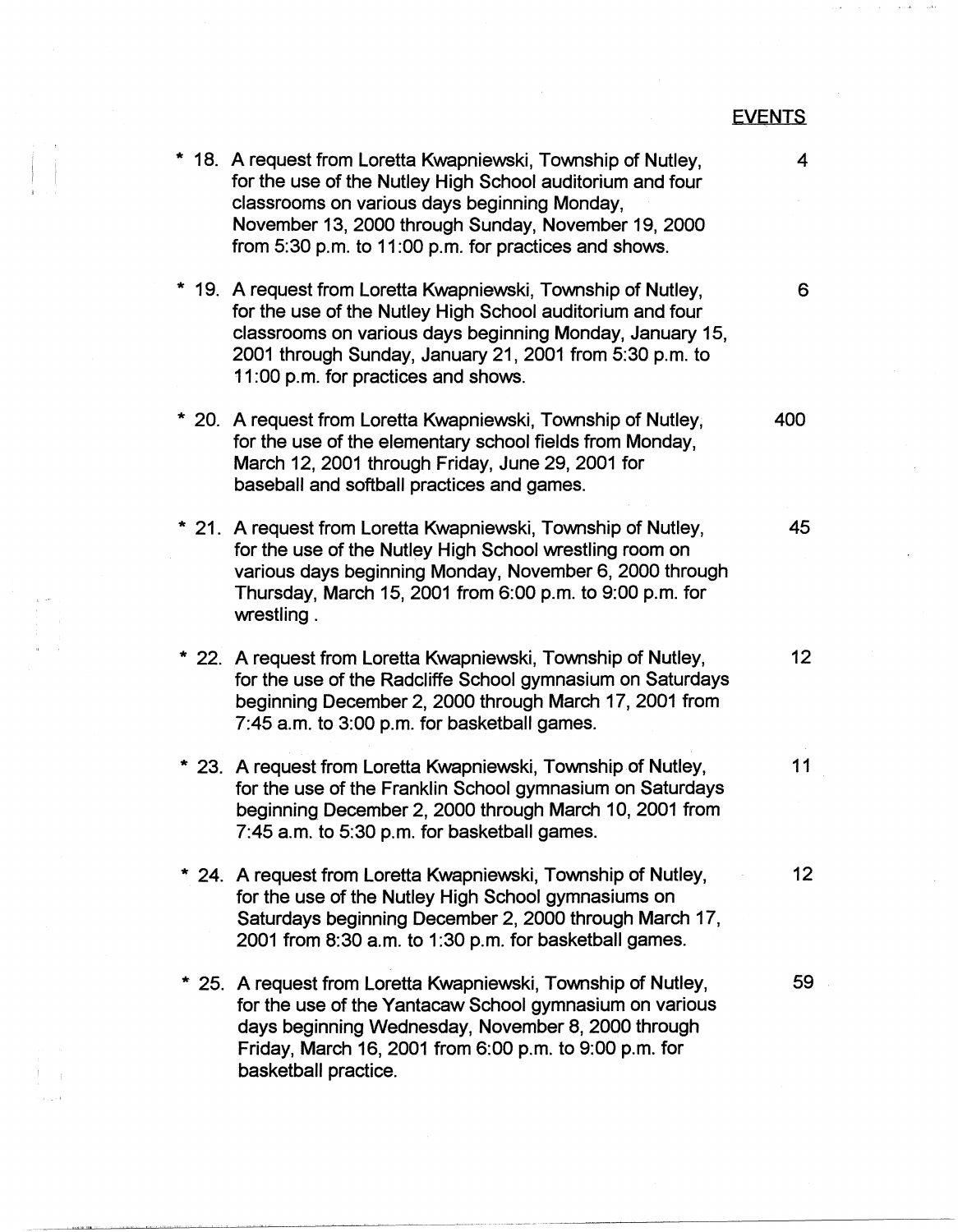EVENTS

\* 18. A request from Loretta Kwapniewski, Township of Nutley, for the use of the Nutley High School auditorium and four classrooms on various days beginning Monday, November 13, 2000 through Sunday, November 19, 2000 from 5:30 p.m. to 11:00 p.m. for practices and shows. — 4

\* 19. A request from Loretta Kwapniewski, Township of Nutley, for the use of the Nutley High School auditorium and four classrooms on various days beginning Monday, January 15, 2001 through Sunday, January 21, 2001 from 5:30 p.m. to 11:00 p.m. for practices and shows. — 6

\* 20. A request from Loretta Kwapniewski, Township of Nutley, for the use of the elementary school fields from Monday, March 12, 2001 through Friday, June 29, 2001 for baseball and softball practices and games. — 400

\* 21. A request from Loretta Kwapniewski, Township of Nutley, for the use of the Nutley High School wrestling room on various days beginning Monday, November 6, 2000 through Thursday, March 15, 2001 from 6:00 p.m. to 9:00 p.m. for wrestling. — 45

\* 22. A request from Loretta Kwapniewski, Township of Nutley, for the use of the Radcliffe School gymnasium on Saturdays beginning December 2, 2000 through March 17, 2001 from 7:45 a.m. to 3:00 p.m. for basketball games. — 12

\* 23. A request from Loretta Kwapniewski, Township of Nutley, for the use of the Franklin School gymnasium on Saturdays beginning December 2, 2000 through March 10, 2001 from 7:45 a.m. to 5:30 p.m. for basketball games. — 11

\* 24. A request from Loretta Kwapniewski, Township of Nutley, for the use of the Nutley High School gymnasiums on Saturdays beginning December 2, 2000 through March 17, 2001 from 8:30 a.m. to 1:30 p.m. for basketball games. — 12

\* 25. A request from Loretta Kwapniewski, Township of Nutley, for the use of the Yantacaw School gymnasium on various days beginning Wednesday, November 8, 2000 through Friday, March 16, 2001 from 6:00 p.m. to 9:00 p.m. for basketball practice. — 59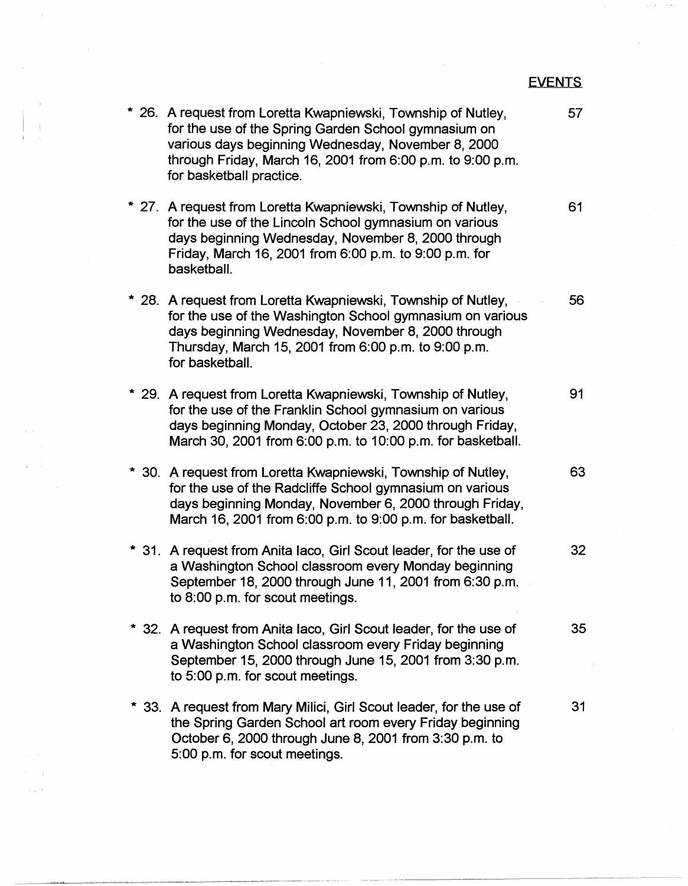EVENTS

\* 26. A request from Loretta Kwapniewski, Township of Nutley, for the use of the Spring Garden School gymnasium on various days beginning Wednesday, November 8, 2000 through Friday, March 16, 2001 from 6:00 p.m. to 9:00 p.m. for basketball practice. — 57

\* 27. A request from Loretta Kwapniewski, Township of Nutley, for the use of the Lincoln School gymnasium on various days beginning Wednesday, November 8, 2000 through Friday, March 16, 2001 from 6:00 p.m. to 9:00 p.m. for basketball. — 61

\* 28. A request from Loretta Kwapniewski, Township of Nutley, for the use of the Washington School gymnasium on various days beginning Wednesday, November 8, 2000 through Thursday, March 15, 2001 from 6:00 p.m. to 9:00 p.m. for basketball. — 56

\* 29. A request from Loretta Kwapniewski, Township of Nutley, for the use of the Franklin School gymnasium on various days beginning Monday, October 23, 2000 through Friday, March 30, 2001 from 6:00 p.m. to 10:00 p.m. for basketball. — 91

\* 30. A request from Loretta Kwapniewski, Township of Nutley, for the use of the Radcliffe School gymnasium on various days beginning Monday, November 6, 2000 through Friday, March 16, 2001 from 6:00 p.m. to 9:00 p.m. for basketball. — 63

\* 31. A request from Anita Iaco, Girl Scout leader, for the use of a Washington School classroom every Monday beginning September 18, 2000 through June 11, 2001 from 6:30 p.m. to 8:00 p.m. for scout meetings. — 32

\* 32. A request from Anita Iaco, Girl Scout leader, for the use of a Washington School classroom every Friday beginning September 15, 2000 through June 15, 2001 from 3:30 p.m. to 5:00 p.m. for scout meetings. — 35

\* 33. A request from Mary Milici, Girl Scout leader, for the use of the Spring Garden School art room every Friday beginning October 6, 2000 through June 8, 2001 from 3:30 p.m. to 5:00 p.m. for scout meetings. — 31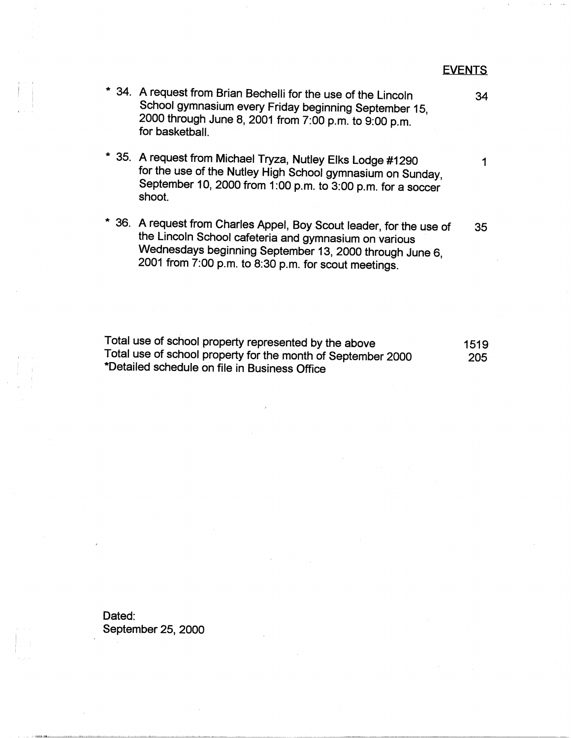EVENTS

\* 34. A request from Brian Bechelli for the use of the Lincoln School gymnasium every Friday beginning September 15, 2000 through June 8, 2001 from 7:00 p.m. to 9:00 p.m. for basketball. 34

\* 35. A request from Michael Tryza, Nutley Elks Lodge #1290 for the use of the Nutley High School gymnasium on Sunday, September 10, 2000 from 1:00 p.m. to 3:00 p.m. for a soccer shoot. 1

\* 36. A request from Charles Appel, Boy Scout leader, for the use of the Lincoln School cafeteria and gymnasium on various Wednesdays beginning September 13, 2000 through June 6, 2001 from 7:00 p.m. to 8:30 p.m. for scout meetings. 35

Total use of school property represented by the above 1519
Total use of school property for the month of September 2000 205
\*Detailed schedule on file in Business Office

Dated:
September 25, 2000